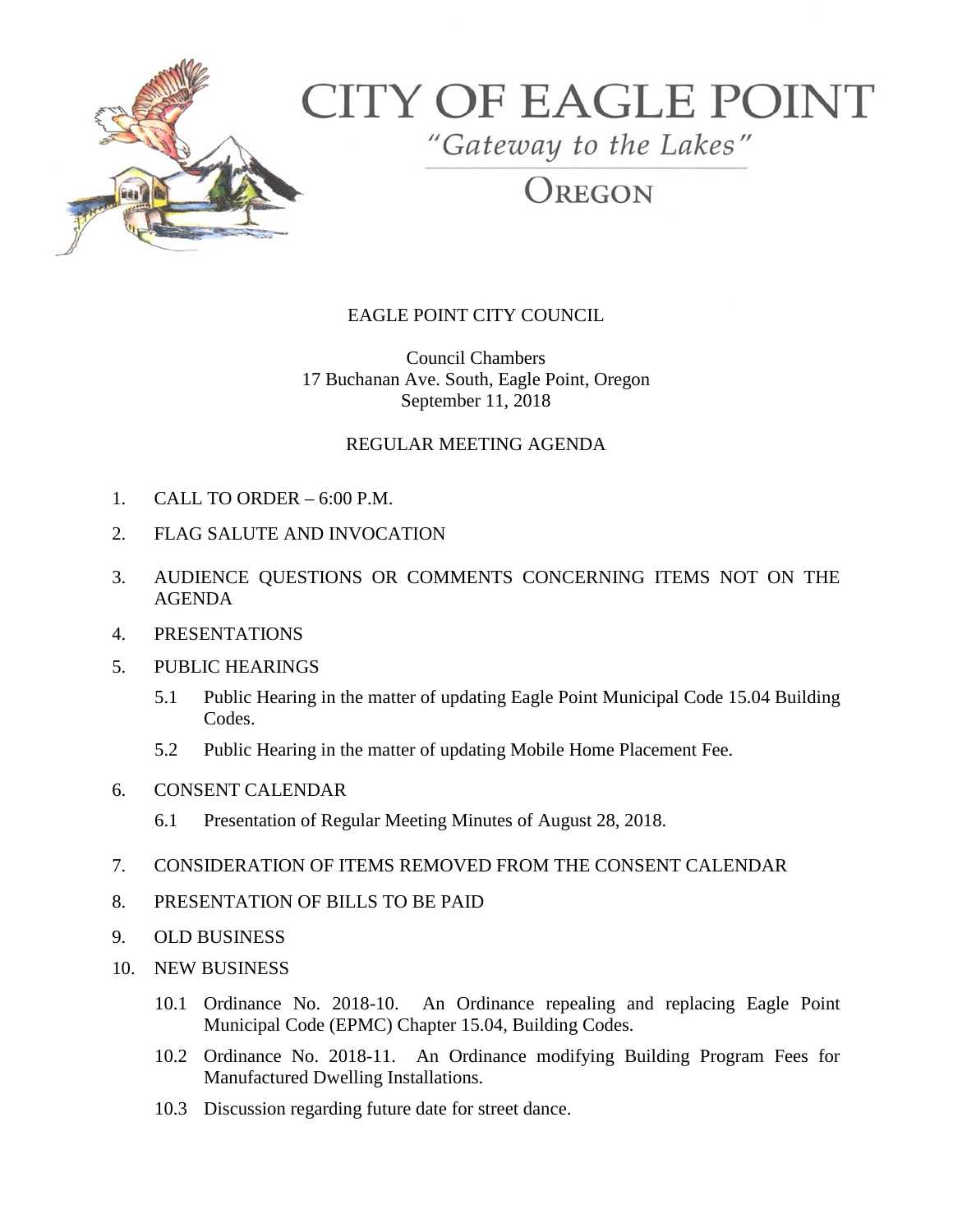# CITY OF EAGLE POINT

*"Gateway to the Lakes"*

OREGON

EAGLE POINT CITY COUNCIL

Council Chambers
17 Buchanan Ave. South, Eagle Point, Oregon
September 11, 2018

REGULAR MEETING AGENDA

1. CALL TO ORDER – 6:00 P.M.

2. FLAG SALUTE AND INVOCATION

3. AUDIENCE QUESTIONS OR COMMENTS CONCERNING ITEMS NOT ON THE AGENDA

4. PRESENTATIONS

5. PUBLIC HEARINGS

   5.1 Public Hearing in the matter of updating Eagle Point Municipal Code 15.04 Building Codes.

   5.2 Public Hearing in the matter of updating Mobile Home Placement Fee.

6. CONSENT CALENDAR

   6.1 Presentation of Regular Meeting Minutes of August 28, 2018.

7. CONSIDERATION OF ITEMS REMOVED FROM THE CONSENT CALENDAR

8. PRESENTATION OF BILLS TO BE PAID

9. OLD BUSINESS

10. NEW BUSINESS

    10.1 Ordinance No. 2018-10. An Ordinance repealing and replacing Eagle Point Municipal Code (EPMC) Chapter 15.04, Building Codes.

    10.2 Ordinance No. 2018-11. An Ordinance modifying Building Program Fees for Manufactured Dwelling Installations.

    10.3 Discussion regarding future date for street dance.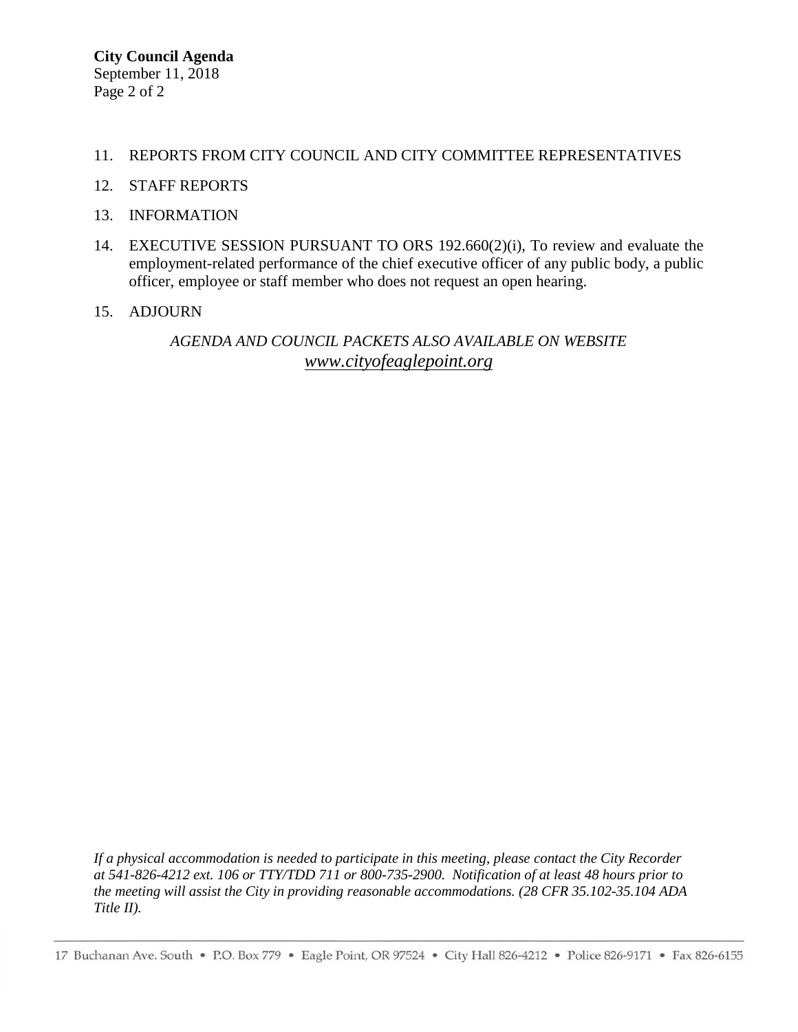11. REPORTS FROM CITY COUNCIL AND CITY COMMITTEE REPRESENTATIVES

12. STAFF REPORTS

13. INFORMATION

14. EXECUTIVE SESSION PURSUANT TO ORS 192.660(2)(i), To review and evaluate the employment-related performance of the chief executive officer of any public body, a public officer, employee or staff member who does not request an open hearing.

15. ADJOURN

*AGENDA AND COUNCIL PACKETS ALSO AVAILABLE ON WEBSITE*
*www.cityofeaglepoint.org*

*If a physical accommodation is needed to participate in this meeting, please contact the City Recorder at 541-826-4212 ext. 106 or TTY/TDD 711 or 800-735-2900. Notification of at least 48 hours prior to the meeting will assist the City in providing reasonable accommodations. (28 CFR 35.102-35.104 ADA Title II).*